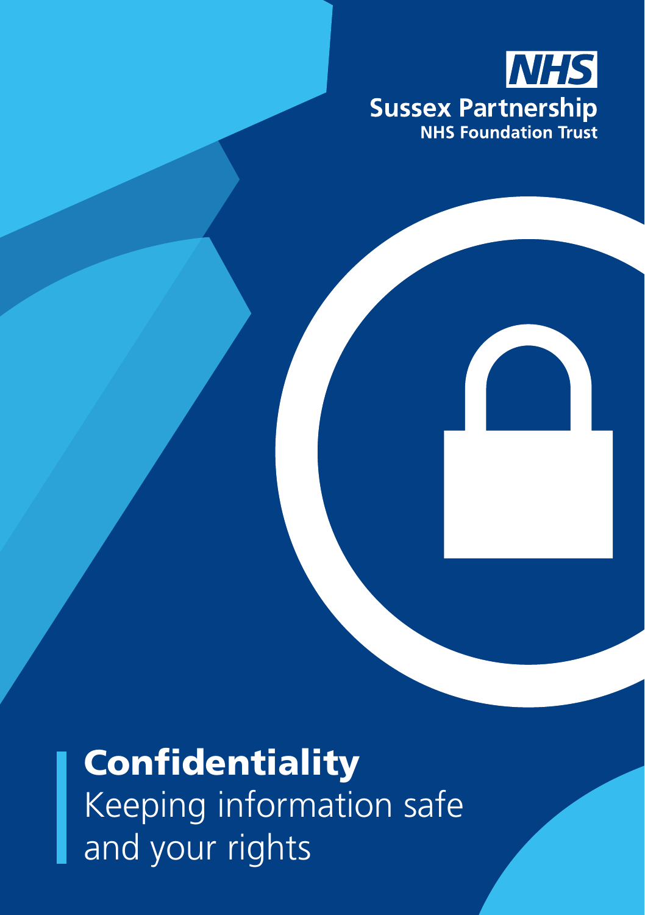NHS

Sussex Partnership
NHS Foundation Trust

# Confidentiality

## Keeping information safe and your rights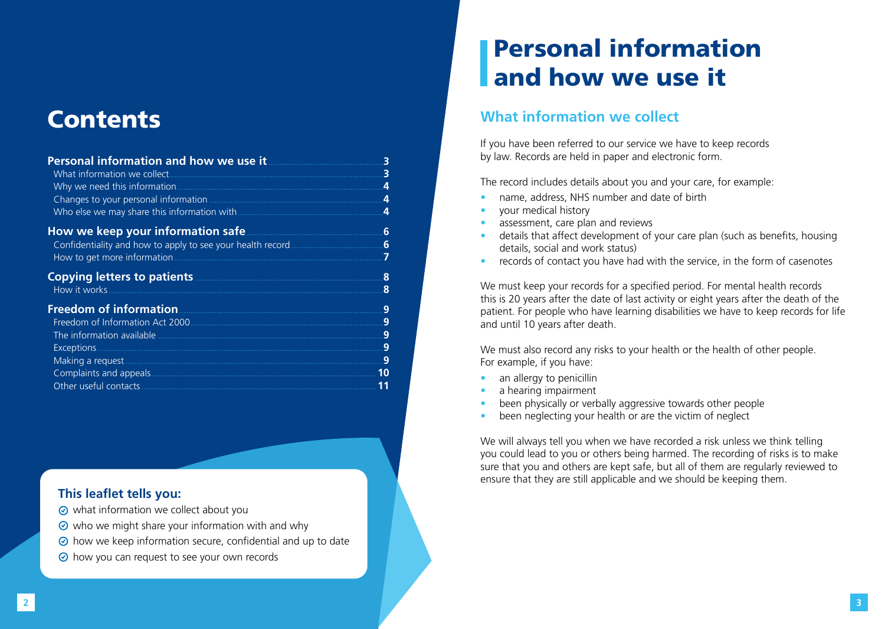# Contents

| | |
|---|---|
| **Personal information and how we use it** | **3** |
| What information we collect | **3** |
| Why we need this information | **4** |
| Changes to your personal information | **4** |
| Who else we may share this information with | **4** |
| **How we keep your information safe** | **6** |
| Confidentiality and how to apply to see your health record | **6** |
| How to get more information | **7** |
| **Copying letters to patients** | **8** |
| How it works | **8** |
| **Freedom of information** | **9** |
| Freedom of Information Act 2000 | **9** |
| The information available | **9** |
| Exceptions | **9** |
| Making a request | **9** |
| Complaints and appeals | **10** |
| Other useful contacts | **11** |

### This leaflet tells you:

- what information we collect about you
- who we might share your information with and why
- how we keep information secure, confidential and up to date
- how you can request to see your own records

# Personal information and how we use it

## What information we collect

If you have been referred to our service we have to keep records by law. Records are held in paper and electronic form.

The record includes details about you and your care, for example:

- name, address, NHS number and date of birth
- your medical history
- assessment, care plan and reviews
- details that affect development of your care plan (such as benefits, housing details, social and work status)
- records of contact you have had with the service, in the form of casenotes

We must keep your records for a specified period. For mental health records this is 20 years after the date of last activity or eight years after the death of the patient. For people who have learning disabilities we have to keep records for life and until 10 years after death.

We must also record any risks to your health or the health of other people. For example, if you have:

- an allergy to penicillin
- a hearing impairment
- been physically or verbally aggressive towards other people
- been neglecting your health or are the victim of neglect

We will always tell you when we have recorded a risk unless we think telling you could lead to you or others being harmed. The recording of risks is to make sure that you and others are kept safe, but all of them are regularly reviewed to ensure that they are still applicable and we should be keeping them.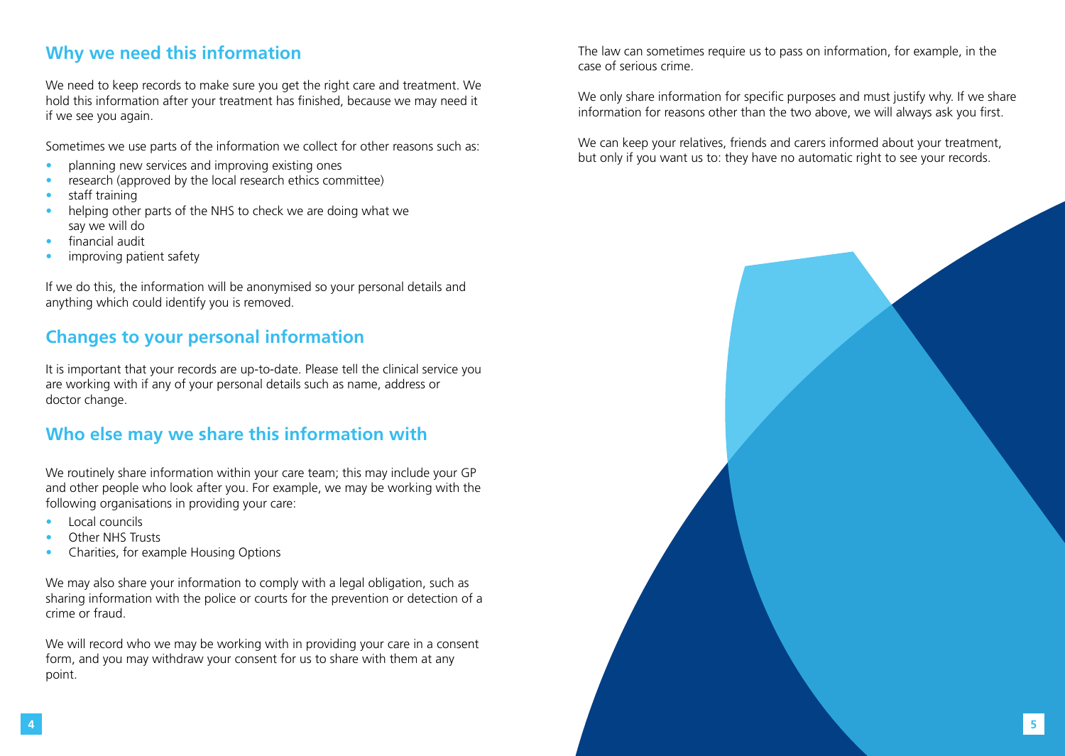## Why we need this information

We need to keep records to make sure you get the right care and treatment. We hold this information after your treatment has finished, because we may need it if we see you again.

Sometimes we use parts of the information we collect for other reasons such as:

- planning new services and improving existing ones
- research (approved by the local research ethics committee)
- staff training
- helping other parts of the NHS to check we are doing what we say we will do
- financial audit
- improving patient safety

If we do this, the information will be anonymised so your personal details and anything which could identify you is removed.

## Changes to your personal information

It is important that your records are up-to-date. Please tell the clinical service you are working with if any of your personal details such as name, address or doctor change.

## Who else may we share this information with

We routinely share information within your care team; this may include your GP and other people who look after you. For example, we may be working with the following organisations in providing your care:

- Local councils
- Other NHS Trusts
- Charities, for example Housing Options

We may also share your information to comply with a legal obligation, such as sharing information with the police or courts for the prevention or detection of a crime or fraud.

We will record who we may be working with in providing your care in a consent form, and you may withdraw your consent for us to share with them at any point.

The law can sometimes require us to pass on information, for example, in the case of serious crime.

We only share information for specific purposes and must justify why. If we share information for reasons other than the two above, we will always ask you first.

We can keep your relatives, friends and carers informed about your treatment, but only if you want us to: they have no automatic right to see your records.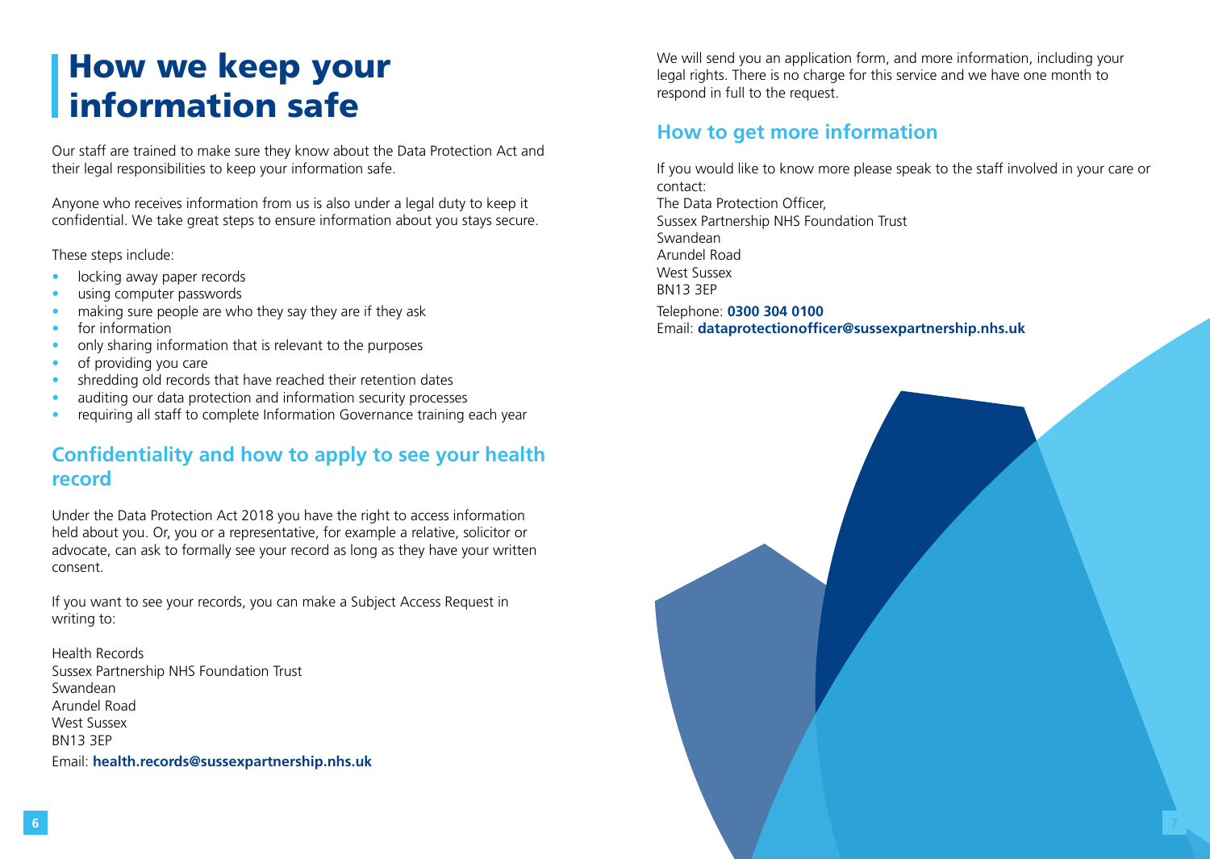# How we keep your information safe

Our staff are trained to make sure they know about the Data Protection Act and their legal responsibilities to keep your information safe.

Anyone who receives information from us is also under a legal duty to keep it confidential. We take great steps to ensure information about you stays secure.

These steps include:

- locking away paper records
- using computer passwords
- making sure people are who they say they are if they ask
- for information
- only sharing information that is relevant to the purposes
- of providing you care
- shredding old records that have reached their retention dates
- auditing our data protection and information security processes
- requiring all staff to complete Information Governance training each year

## Confidentiality and how to apply to see your health record

Under the Data Protection Act 2018 you have the right to access information held about you. Or, you or a representative, for example a relative, solicitor or advocate, can ask to formally see your record as long as they have your written consent.

If you want to see your records, you can make a Subject Access Request in writing to:

Health Records
Sussex Partnership NHS Foundation Trust
Swandean
Arundel Road
West Sussex
BN13 3EP

Email: **health.records@sussexpartnership.nhs.uk**

We will send you an application form, and more information, including your legal rights. There is no charge for this service and we have one month to respond in full to the request.

## How to get more information

If you would like to know more please speak to the staff involved in your care or contact:
The Data Protection Officer,
Sussex Partnership NHS Foundation Trust
Swandean
Arundel Road
West Sussex
BN13 3EP

Telephone: **0300 304 0100**
Email: **dataprotectionofficer@sussexpartnership.nhs.uk**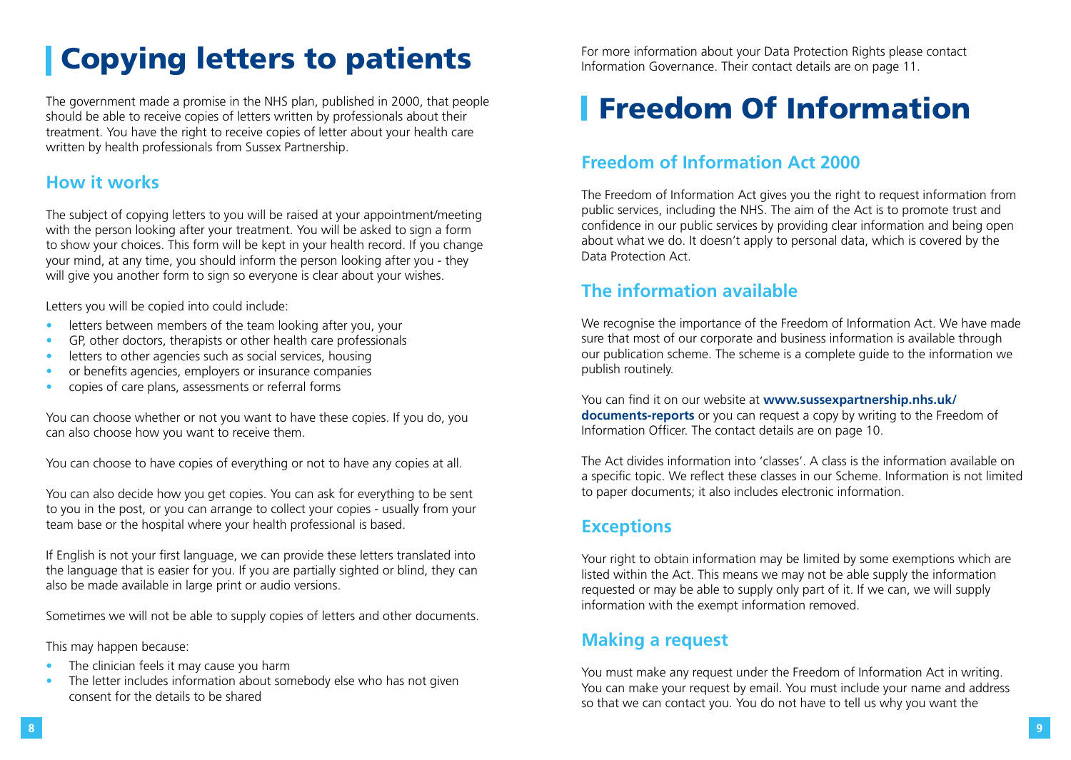# Copying letters to patients

The government made a promise in the NHS plan, published in 2000, that people should be able to receive copies of letters written by professionals about their treatment. You have the right to receive copies of letter about your health care written by health professionals from Sussex Partnership.

## How it works

The subject of copying letters to you will be raised at your appointment/meeting with the person looking after your treatment. You will be asked to sign a form to show your choices. This form will be kept in your health record. If you change your mind, at any time, you should inform the person looking after you - they will give you another form to sign so everyone is clear about your wishes.

Letters you will be copied into could include:

- letters between members of the team looking after you, your
- GP, other doctors, therapists or other health care professionals
- letters to other agencies such as social services, housing
- or benefits agencies, employers or insurance companies
- copies of care plans, assessments or referral forms

You can choose whether or not you want to have these copies. If you do, you can also choose how you want to receive them.

You can choose to have copies of everything or not to have any copies at all.

You can also decide how you get copies. You can ask for everything to be sent to you in the post, or you can arrange to collect your copies - usually from your team base or the hospital where your health professional is based.

If English is not your first language, we can provide these letters translated into the language that is easier for you. If you are partially sighted or blind, they can also be made available in large print or audio versions.

Sometimes we will not be able to supply copies of letters and other documents.

This may happen because:

- The clinician feels it may cause you harm
- The letter includes information about somebody else who has not given consent for the details to be shared

For more information about your Data Protection Rights please contact Information Governance. Their contact details are on page 11.

# Freedom Of Information

## Freedom of Information Act 2000

The Freedom of Information Act gives you the right to request information from public services, including the NHS. The aim of the Act is to promote trust and confidence in our public services by providing clear information and being open about what we do. It doesn't apply to personal data, which is covered by the Data Protection Act.

## The information available

We recognise the importance of the Freedom of Information Act. We have made sure that most of our corporate and business information is available through our publication scheme. The scheme is a complete guide to the information we publish routinely.

You can find it on our website at **www.sussexpartnership.nhs.uk/documents-reports** or you can request a copy by writing to the Freedom of Information Officer. The contact details are on page 10.

The Act divides information into 'classes'. A class is the information available on a specific topic. We reflect these classes in our Scheme. Information is not limited to paper documents; it also includes electronic information.

## Exceptions

Your right to obtain information may be limited by some exemptions which are listed within the Act. This means we may not be able supply the information requested or may be able to supply only part of it. If we can, we will supply information with the exempt information removed.

## Making a request

You must make any request under the Freedom of Information Act in writing. You can make your request by email. You must include your name and address so that we can contact you. You do not have to tell us why you want the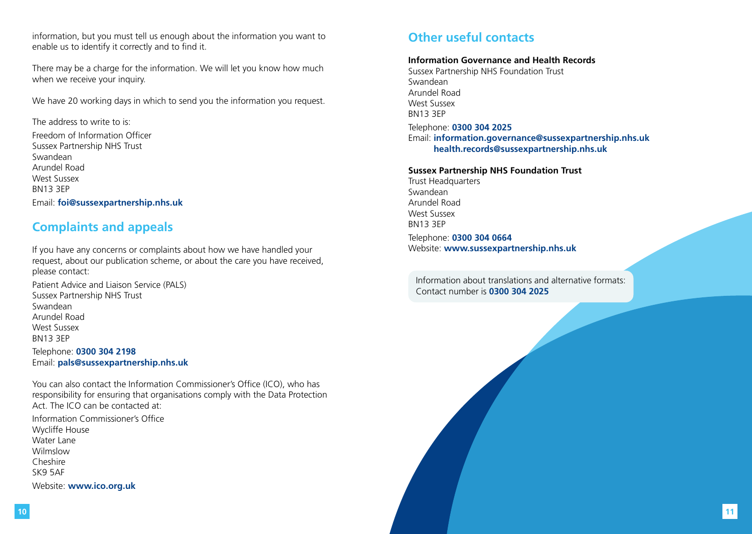information, but you must tell us enough about the information you want to enable us to identify it correctly and to find it.

There may be a charge for the information. We will let you know how much when we receive your inquiry.

We have 20 working days in which to send you the information you request.

The address to write to is:

Freedom of Information Officer
Sussex Partnership NHS Trust
Swandean
Arundel Road
West Sussex
BN13 3EP

Email: **foi@sussexpartnership.nhs.uk**

## Complaints and appeals

If you have any concerns or complaints about how we have handled your request, about our publication scheme, or about the care you have received, please contact:

Patient Advice and Liaison Service (PALS)
Sussex Partnership NHS Trust
Swandean
Arundel Road
West Sussex
BN13 3EP

Telephone: **0300 304 2198**
Email: **pals@sussexpartnership.nhs.uk**

You can also contact the Information Commissioner's Office (ICO), who has responsibility for ensuring that organisations comply with the Data Protection Act. The ICO can be contacted at:

Information Commissioner's Office
Wycliffe House
Water Lane
Wilmslow
Cheshire
SK9 5AF

Website: **www.ico.org.uk**

## Other useful contacts

**Information Governance and Health Records**
Sussex Partnership NHS Foundation Trust
Swandean
Arundel Road
West Sussex
BN13 3EP

Telephone: **0300 304 2025**
Email: **information.governance@sussexpartnership.nhs.uk**
**health.records@sussexpartnership.nhs.uk**

**Sussex Partnership NHS Foundation Trust**
Trust Headquarters
Swandean
Arundel Road
West Sussex
BN13 3EP

Telephone: **0300 304 0664**
Website: **www.sussexpartnership.nhs.uk**

Information about translations and alternative formats:
Contact number is **0300 304 2025**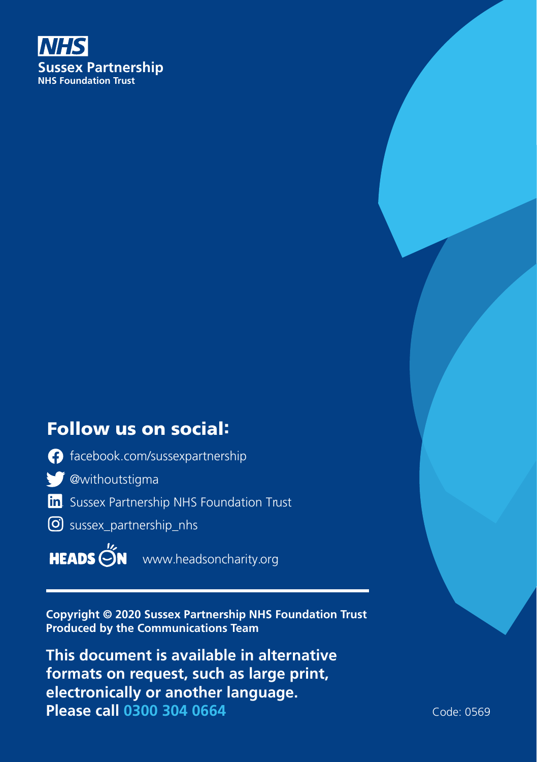NHS
**Sussex Partnership**
**NHS Foundation Trust**

## Follow us on social:

facebook.com/sussexpartnership

@withoutstigma

Sussex Partnership NHS Foundation Trust

sussex_partnership_nhs

HEADS ON www.headsoncharity.org

**Copyright © 2020 Sussex Partnership NHS Foundation Trust**
**Produced by the Communications Team**

**This document is available in alternative formats on request, such as large print, electronically or another language.**
**Please call 0300 304 0664**

Code: 0569